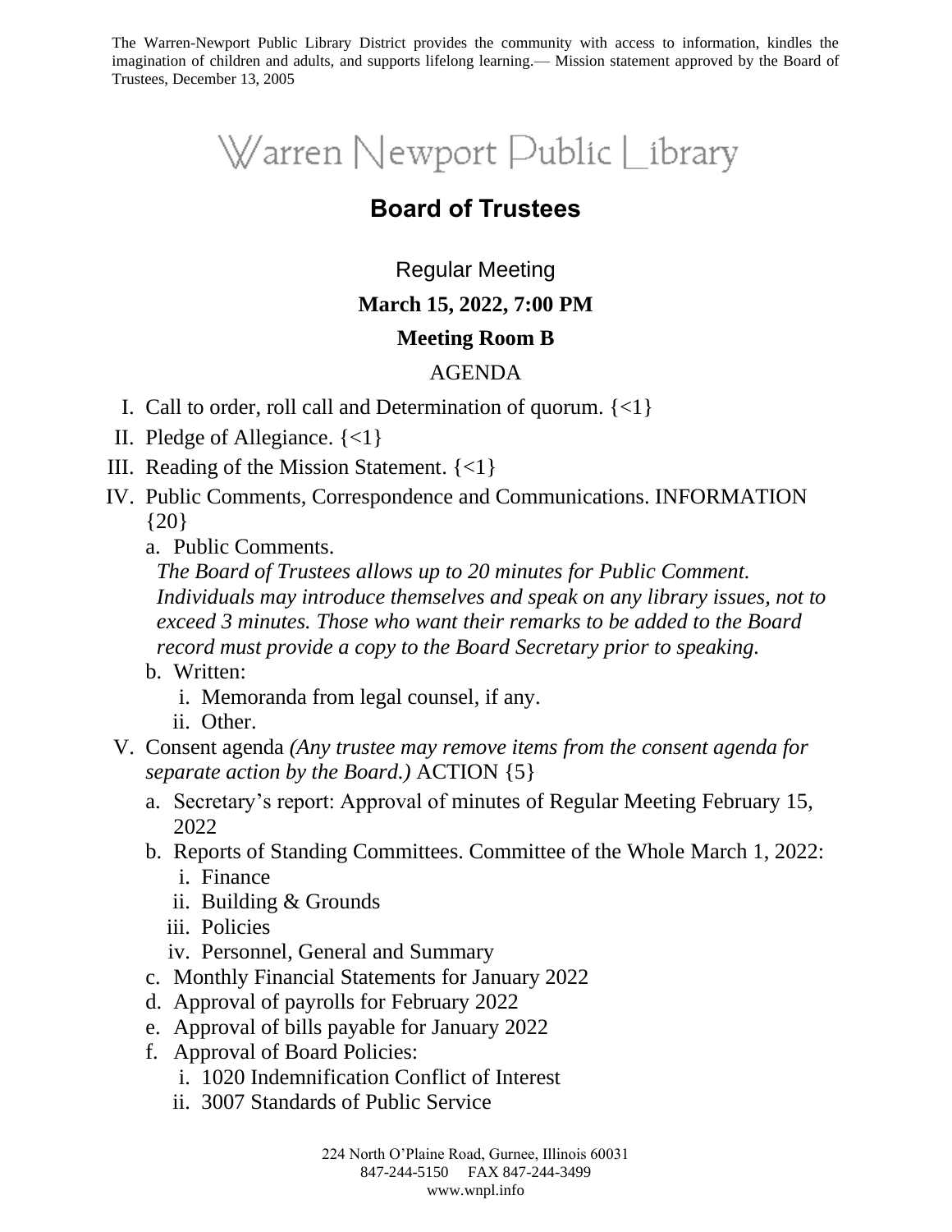The Warren-Newport Public Library District provides the community with access to information, kindles the imagination of children and adults, and supports lifelong learning.— Mission statement approved by the Board of Trustees, December 13, 2005

# Warren Newport Public Library

## Board of Trustees

Regular Meeting

**March 15, 2022, 7:00 PM**

**Meeting Room B**

AGENDA

I. Call to order, roll call and Determination of quorum. {<1}
II. Pledge of Allegiance. {<1}
III. Reading of the Mission Statement. {<1}
IV. Public Comments, Correspondence and Communications. INFORMATION {20}
   a. Public Comments.
      *The Board of Trustees allows up to 20 minutes for Public Comment. Individuals may introduce themselves and speak on any library issues, not to exceed 3 minutes. Those who want their remarks to be added to the Board record must provide a copy to the Board Secretary prior to speaking.*
   b. Written:
      i. Memoranda from legal counsel, if any.
      ii. Other.
V. Consent agenda *(Any trustee may remove items from the consent agenda for separate action by the Board.)* ACTION {5}
   a. Secretary's report: Approval of minutes of Regular Meeting February 15, 2022
   b. Reports of Standing Committees. Committee of the Whole March 1, 2022:
      i. Finance
      ii. Building & Grounds
      iii. Policies
      iv. Personnel, General and Summary
   c. Monthly Financial Statements for January 2022
   d. Approval of payrolls for February 2022
   e. Approval of bills payable for January 2022
   f. Approval of Board Policies:
      i. 1020 Indemnification Conflict of Interest
      ii. 3007 Standards of Public Service

224 North O'Plaine Road, Gurnee, Illinois 60031
847-244-5150 FAX 847-244-3499
www.wnpl.info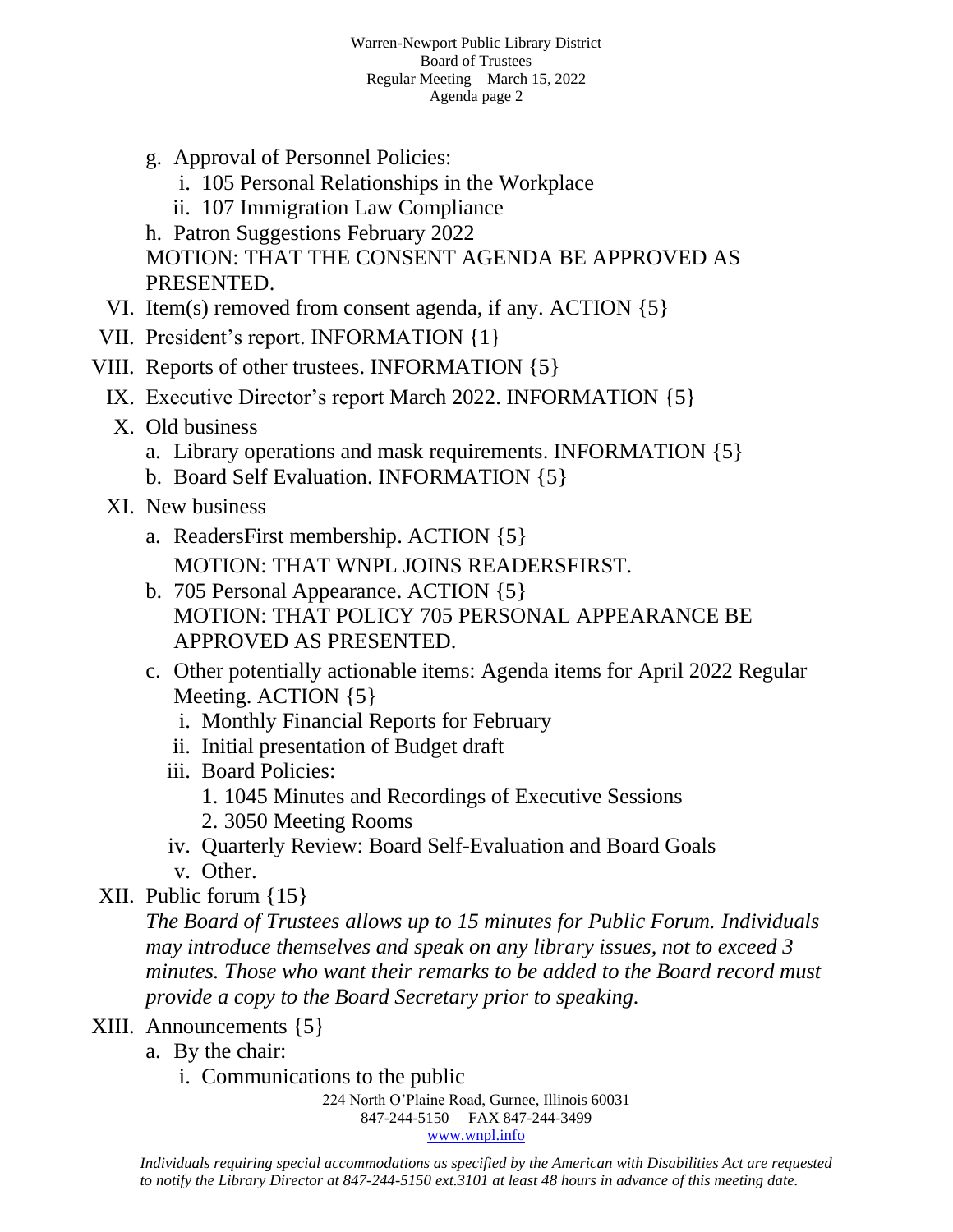- g. Approval of Personnel Policies:
     - i. 105 Personal Relationships in the Workplace
     - ii. 107 Immigration Law Compliance
   - h. Patron Suggestions February 2022

   MOTION: THAT THE CONSENT AGENDA BE APPROVED AS PRESENTED.

VI. Item(s) removed from consent agenda, if any. ACTION {5}

VII. President's report. INFORMATION {1}

VIII. Reports of other trustees. INFORMATION {5}

IX. Executive Director's report March 2022. INFORMATION {5}

X. Old business
   - a. Library operations and mask requirements. INFORMATION {5}
   - b. Board Self Evaluation. INFORMATION {5}

XI. New business
   - a. ReadersFirst membership. ACTION {5}
     MOTION: THAT WNPL JOINS READERSFIRST.
   - b. 705 Personal Appearance. ACTION {5}
     MOTION: THAT POLICY 705 PERSONAL APPEARANCE BE APPROVED AS PRESENTED.
   - c. Other potentially actionable items: Agenda items for April 2022 Regular Meeting. ACTION {5}
     - i. Monthly Financial Reports for February
     - ii. Initial presentation of Budget draft
     - iii. Board Policies:
       1. 1045 Minutes and Recordings of Executive Sessions
       2. 3050 Meeting Rooms
     - iv. Quarterly Review: Board Self-Evaluation and Board Goals
     - v. Other.

XII. Public forum {15}

   *The Board of Trustees allows up to 15 minutes for Public Forum. Individuals may introduce themselves and speak on any library issues, not to exceed 3 minutes. Those who want their remarks to be added to the Board record must provide a copy to the Board Secretary prior to speaking.*

XIII. Announcements {5}
   - a. By the chair:
     - i. Communications to the public

224 North O'Plaine Road, Gurnee, Illinois 60031
847-244-5150 FAX 847-244-3499
www.wnpl.info

*Individuals requiring special accommodations as specified by the American with Disabilities Act are requested to notify the Library Director at 847-244-5150 ext.3101 at least 48 hours in advance of this meeting date.*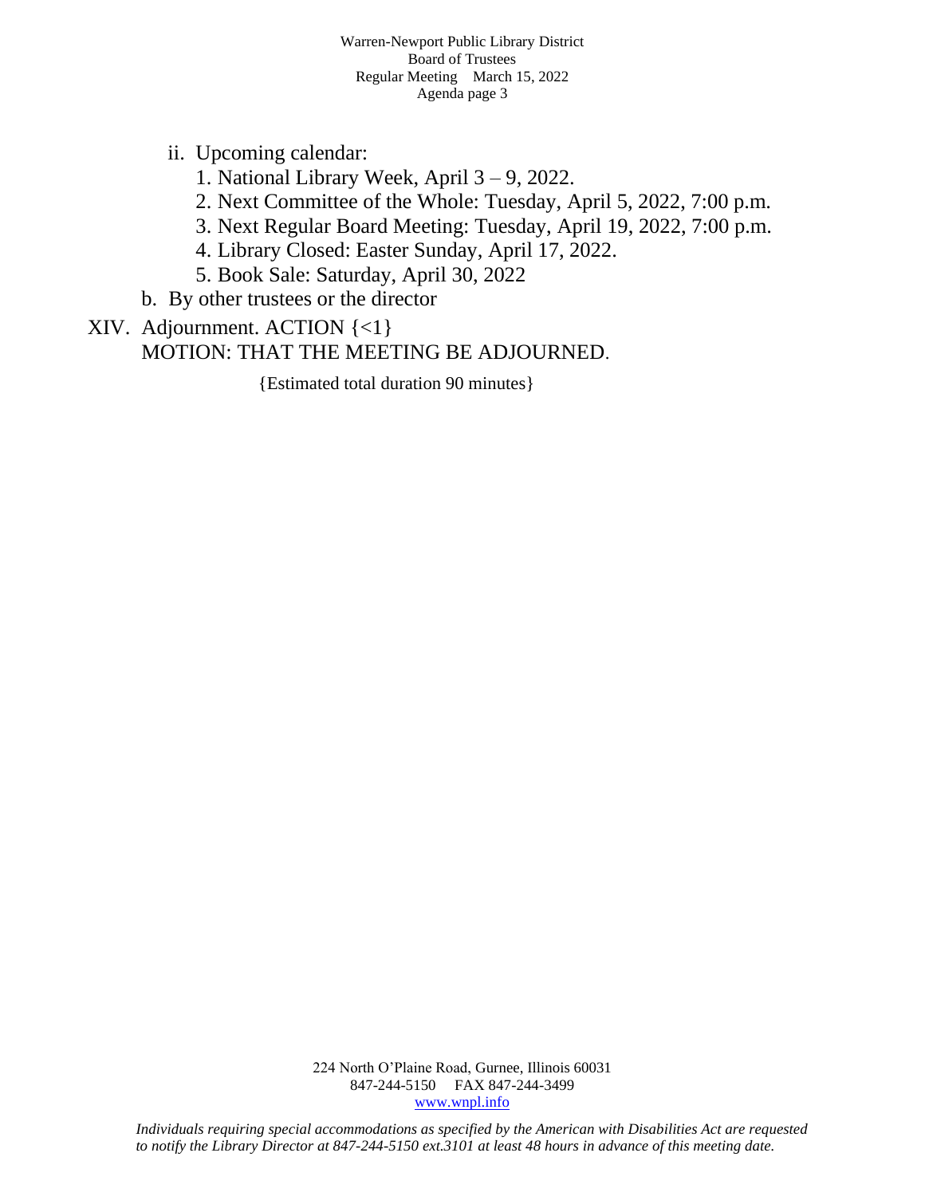ii. Upcoming calendar:
   1. National Library Week, April 3 – 9, 2022.
   2. Next Committee of the Whole: Tuesday, April 5, 2022, 7:00 p.m.
   3. Next Regular Board Meeting: Tuesday, April 19, 2022, 7:00 p.m.
   4. Library Closed: Easter Sunday, April 17, 2022.
   5. Book Sale: Saturday, April 30, 2022

b. By other trustees or the director

XIV. Adjournment. ACTION {<1}
MOTION: THAT THE MEETING BE ADJOURNED.

{Estimated total duration 90 minutes}

224 North O'Plaine Road, Gurnee, Illinois 60031
847-244-5150 FAX 847-244-3499
www.wnpl.info

*Individuals requiring special accommodations as specified by the American with Disabilities Act are requested to notify the Library Director at 847-244-5150 ext.3101 at least 48 hours in advance of this meeting date.*